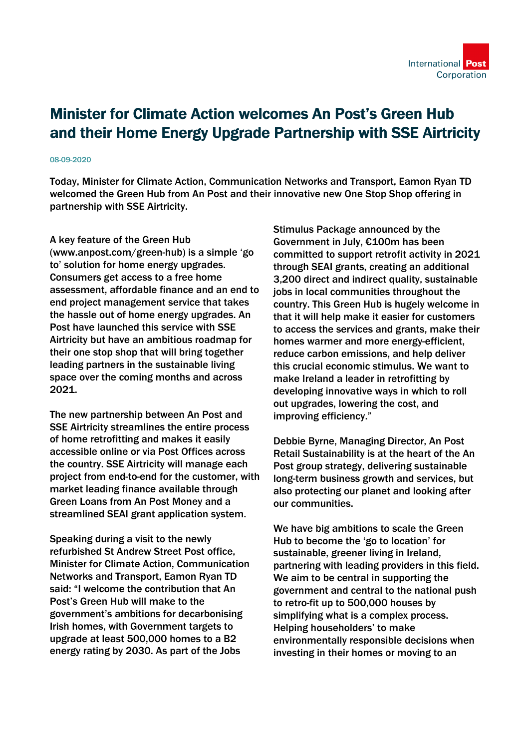# Minister for Climate Action welcomes An Post's Green Hub and their Home Energy Upgrade Partnership with SSE Airtricity

08-09-2020

**Today, Minister for Climate Action, Communication Networks and Transport, Eamon Ryan TD welcomed the Green Hub from An Post and their innovative new One Stop Shop offering in partnership with SSE Airtricity.**

A key feature of the Green Hub (www.anpost.com/green-hub) is a simple 'go to' solution for home energy upgrades. Consumers get access to a free home assessment, affordable finance and an end to end project management service that takes the hassle out of home energy upgrades. An Post have launched this service with SSE Airtricity but have an ambitious roadmap for their one stop shop that will bring together leading partners in the sustainable living space over the coming months and across 2021.

The new partnership between An Post and SSE Airtricity streamlines the entire process of home retrofitting and makes it easily accessible online or via Post Offices across the country. SSE Airtricity will manage each project from end-to-end for the customer, with market leading finance available through Green Loans from An Post Money and a streamlined SEAI grant application system.

Speaking during a visit to the newly refurbished St Andrew Street Post office, Minister for Climate Action, Communication Networks and Transport, Eamon Ryan TD said: "I welcome the contribution that An Post's Green Hub will make to the government's ambitions for decarbonising Irish homes, with Government targets to upgrade at least 500,000 homes to a B2 energy rating by 2030. As part of the Jobs Stimulus Package announced by the Government in July, €100m has been committed to support retrofit activity in 2021 through SEAI grants, creating an additional 3,200 direct and indirect quality, sustainable jobs in local communities throughout the country. This Green Hub is hugely welcome in that it will help make it easier for customers to access the services and grants, make their homes warmer and more energy-efficient, reduce carbon emissions, and help deliver this crucial economic stimulus. We want to make Ireland a leader in retrofitting by developing innovative ways in which to roll out upgrades, lowering the cost, and improving efficiency."

Debbie Byrne, Managing Director, An Post Retail Sustainability is at the heart of the An Post group strategy, delivering sustainable long-term business growth and services, but also protecting our planet and looking after our communities.

We have big ambitions to scale the Green Hub to become the 'go to location' for sustainable, greener living in Ireland, partnering with leading providers in this field. We aim to be central in supporting the government and central to the national push to retro-fit up to 500,000 houses by simplifying what is a complex process. Helping householders' to make environmentally responsible decisions when investing in their homes or moving to an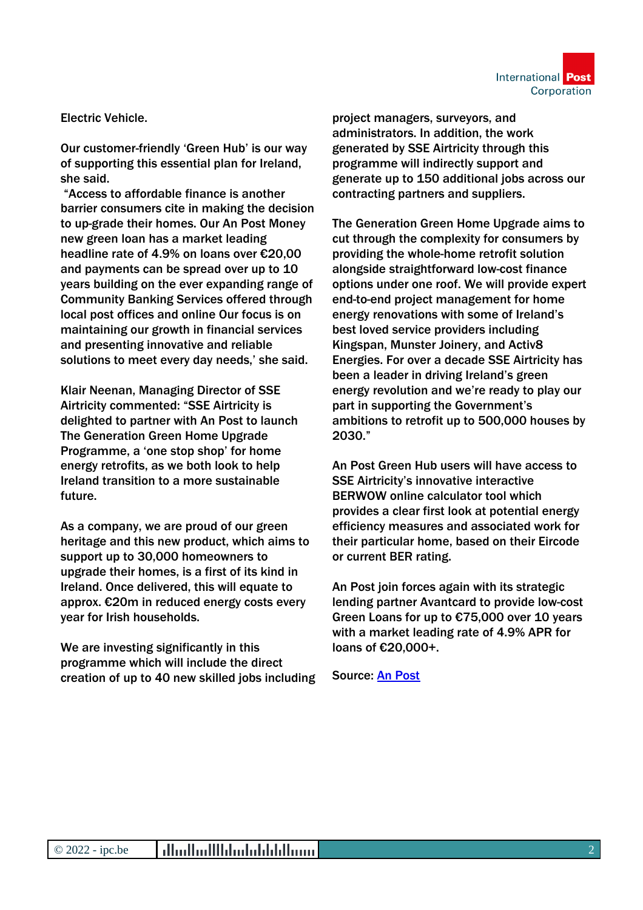Electric Vehicle.

Our customer-friendly 'Green Hub' is our way of supporting this essential plan for Ireland, she said.

"Access to affordable finance is another barrier consumers cite in making the decision to up-grade their homes. Our An Post Money new green loan has a market leading headline rate of 4.9% on loans over €20,00 and payments can be spread over up to 10 years building on the ever expanding range of Community Banking Services offered through local post offices and online Our focus is on maintaining our growth in financial services and presenting innovative and reliable solutions to meet every day needs,' she said.

Klair Neenan, Managing Director of SSE Airtricity commented: "SSE Airtricity is delighted to partner with An Post to launch The Generation Green Home Upgrade Programme, a 'one stop shop' for home energy retrofits, as we both look to help Ireland transition to a more sustainable future.

As a company, we are proud of our green heritage and this new product, which aims to support up to 30,000 homeowners to upgrade their homes, is a first of its kind in Ireland. Once delivered, this will equate to approx. €20m in reduced energy costs every year for Irish households.

We are investing significantly in this programme which will include the direct creation of up to 40 new skilled jobs including project managers, surveyors, and administrators. In addition, the work generated by SSE Airtricity through this programme will indirectly support and generate up to 150 additional jobs across our contracting partners and suppliers.

The Generation Green Home Upgrade aims to cut through the complexity for consumers by providing the whole-home retrofit solution alongside straightforward low-cost finance options under one roof. We will provide expert end-to-end project management for home energy renovations with some of Ireland's best loved service providers including Kingspan, Munster Joinery, and Activ8 Energies. For over a decade SSE Airtricity has been a leader in driving Ireland's green energy revolution and we're ready to play our part in supporting the Government's ambitions to retrofit up to 500,000 houses by 2030."

An Post Green Hub users will have access to SSE Airtricity's innovative interactive BERWOW online calculator tool which provides a clear first look at potential energy efficiency measures and associated work for their particular home, based on their Eircode or current BER rating.

An Post join forces again with its strategic lending partner Avantcard to provide low-cost Green Loans for up to €75,000 over 10 years with a market leading rate of 4.9% APR for loans of €20,000+.

Source: An Post